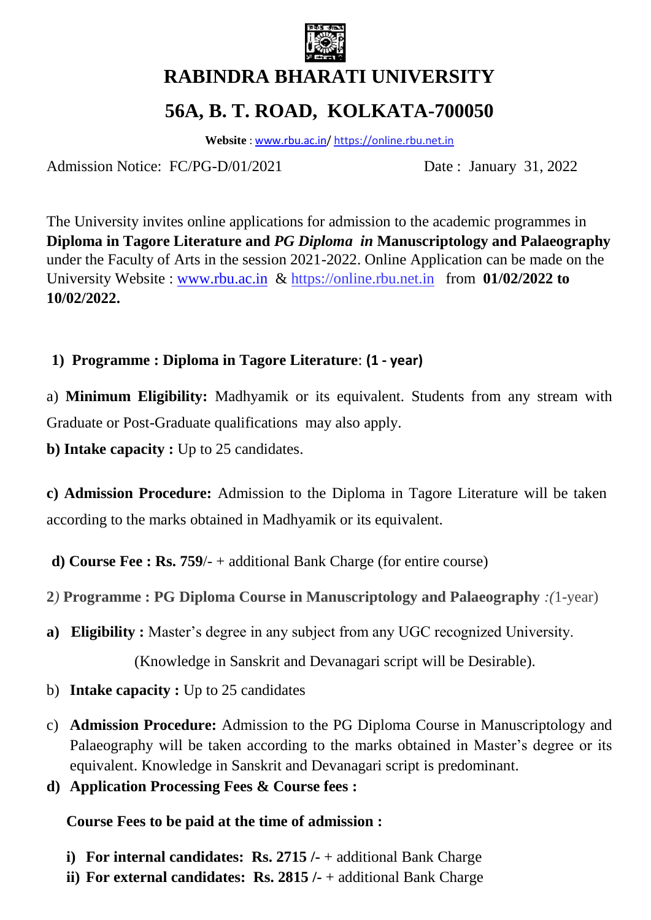# RABINDRA BHARATI UNIVERSITY

## 56A, B. T. ROAD, KOLKATA-700050

**Website** : www.rbu.ac.in/ https://online.rbu.net.in

Admission Notice: FC/PG-D/01/2021 Date : January 31, 2022

The University invites online applications for admission to the academic programmes in **Diploma in Tagore Literature and *PG Diploma in* Manuscriptology and Palaeography** under the Faculty of Arts in the session 2021-2022. Online Application can be made on the University Website : www.rbu.ac.in & https://online.rbu.net.in from **01/02/2022 to 10/02/2022.**

### 1) Programme : Diploma in Tagore Literature: (1 - year)

a) **Minimum Eligibility:** Madhyamik or its equivalent. Students from any stream with Graduate or Post-Graduate qualifications may also apply.

**b) Intake capacity :** Up to 25 candidates.

**c) Admission Procedure:** Admission to the Diploma in Tagore Literature will be taken according to the marks obtained in Madhyamik or its equivalent.

**d) Course Fee : Rs. 759**/- + additional Bank Charge (for entire course)

### 2) Programme : PG Diploma Course in Manuscriptology and Palaeography *:(*1-year)

a) **Eligibility :** Master's degree in any subject from any UGC recognized University. (Knowledge in Sanskrit and Devanagari script will be Desirable).

b) **Intake capacity :** Up to 25 candidates

c) **Admission Procedure:** Admission to the PG Diploma Course in Manuscriptology and Palaeography will be taken according to the marks obtained in Master's degree or its equivalent. Knowledge in Sanskrit and Devanagari script is predominant.

d) **Application Processing Fees & Course fees :**

**Course Fees to be paid at the time of admission :**

i) **For internal candidates: Rs. 2715 /-** + additional Bank Charge
ii) **For external candidates: Rs. 2815 /-** + additional Bank Charge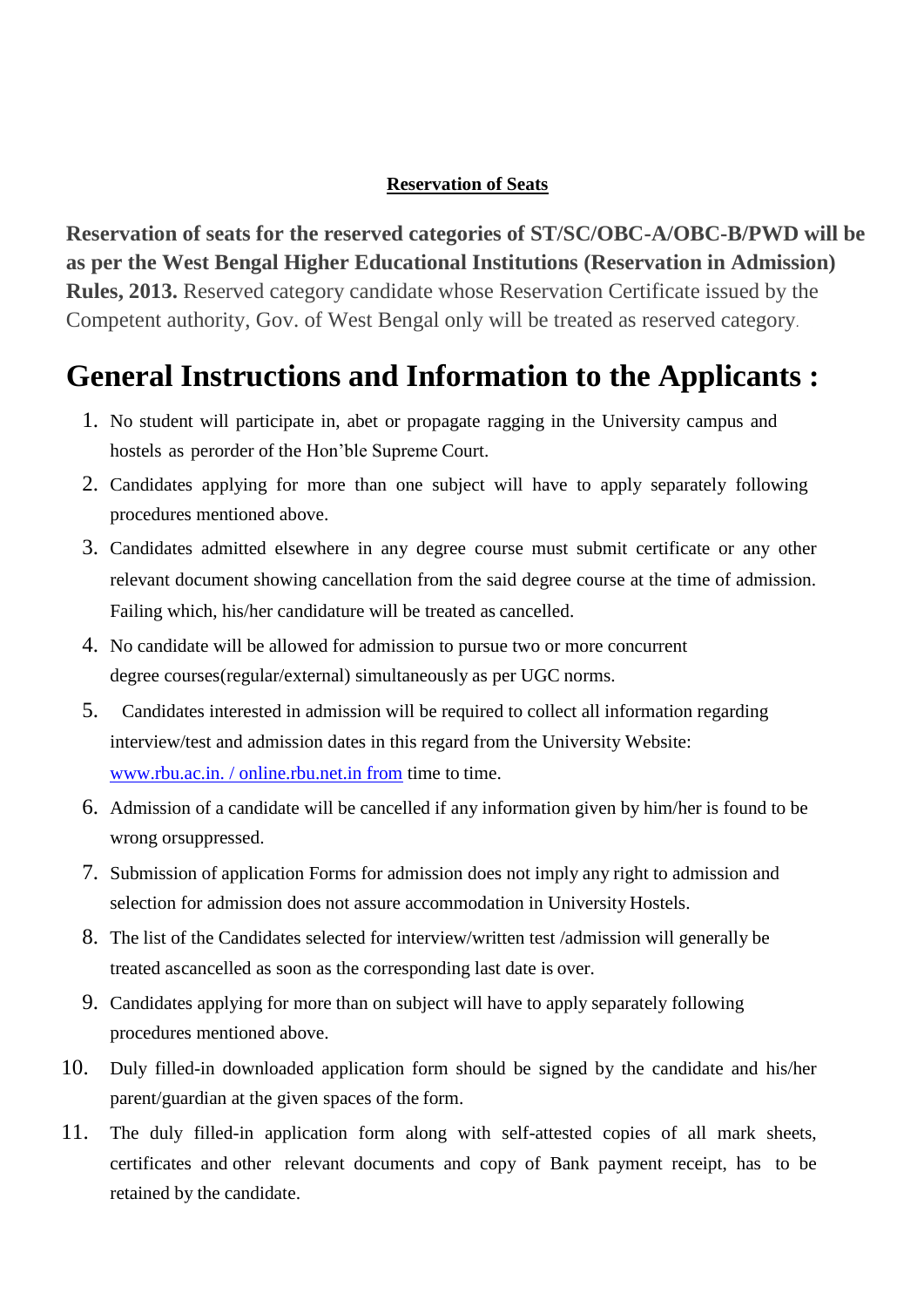**Reservation of Seats**

**Reservation of seats for the reserved categories of ST/SC/OBC-A/OBC-B/PWD will be as per the West Bengal Higher Educational Institutions (Reservation in Admission) Rules, 2013.** Reserved category candidate whose Reservation Certificate issued by the Competent authority, Gov. of West Bengal only will be treated as reserved category.

# General Instructions and Information to the Applicants :

1. No student will participate in, abet or propagate ragging in the University campus and hostels as perorder of the Hon'ble Supreme Court.
2. Candidates applying for more than one subject will have to apply separately following procedures mentioned above.
3. Candidates admitted elsewhere in any degree course must submit certificate or any other relevant document showing cancellation from the said degree course at the time of admission. Failing which, his/her candidature will be treated as cancelled.
4. No candidate will be allowed for admission to pursue two or more concurrent degree courses(regular/external) simultaneously as per UGC norms.
5. Candidates interested in admission will be required to collect all information regarding interview/test and admission dates in this regard from the University Website: www.rbu.ac.in. / online.rbu.net.in from time to time.
6. Admission of a candidate will be cancelled if any information given by him/her is found to be wrong orsuppressed.
7. Submission of application Forms for admission does not imply any right to admission and selection for admission does not assure accommodation in University Hostels.
8. The list of the Candidates selected for interview/written test /admission will generally be treated ascancelled as soon as the corresponding last date is over.
9. Candidates applying for more than on subject will have to apply separately following procedures mentioned above.
10. Duly filled-in downloaded application form should be signed by the candidate and his/her parent/guardian at the given spaces of the form.
11. The duly filled-in application form along with self-attested copies of all mark sheets, certificates and other relevant documents and copy of Bank payment receipt, has to be retained by the candidate.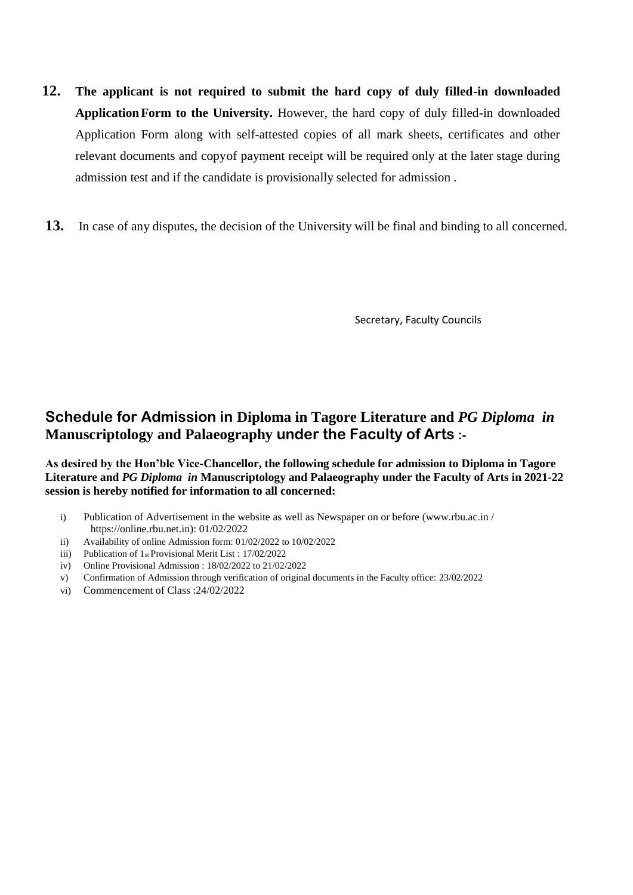12. **The applicant is not required to submit the hard copy of duly filled-in downloaded Application Form to the University.** However, the hard copy of duly filled-in downloaded Application Form along with self-attested copies of all mark sheets, certificates and other relevant documents and copyof payment receipt will be required only at the later stage during admission test and if the candidate is provisionally selected for admission .

13. In case of any disputes, the decision of the University will be final and binding to all concerned.

Secretary, Faculty Councils

## Schedule for Admission in Diploma in Tagore Literature and *PG Diploma in* Manuscriptology and Palaeography under the Faculty of Arts :-

**As desired by the Hon'ble Vice-Chancellor, the following schedule for admission to Diploma in Tagore Literature and *PG Diploma in* Manuscriptology and Palaeography under the Faculty of Arts in 2021-22 session is hereby notified for information to all concerned:**

i) Publication of Advertisement in the website as well as Newspaper on or before (www.rbu.ac.in / https://online.rbu.net.in): 01/02/2022
ii) Availability of online Admission form: 01/02/2022 to 10/02/2022
iii) Publication of 1st Provisional Merit List : 17/02/2022
iv) Online Provisional Admission : 18/02/2022 to 21/02/2022
v) Confirmation of Admission through verification of original documents in the Faculty office: 23/02/2022
vi) Commencement of Class :24/02/2022